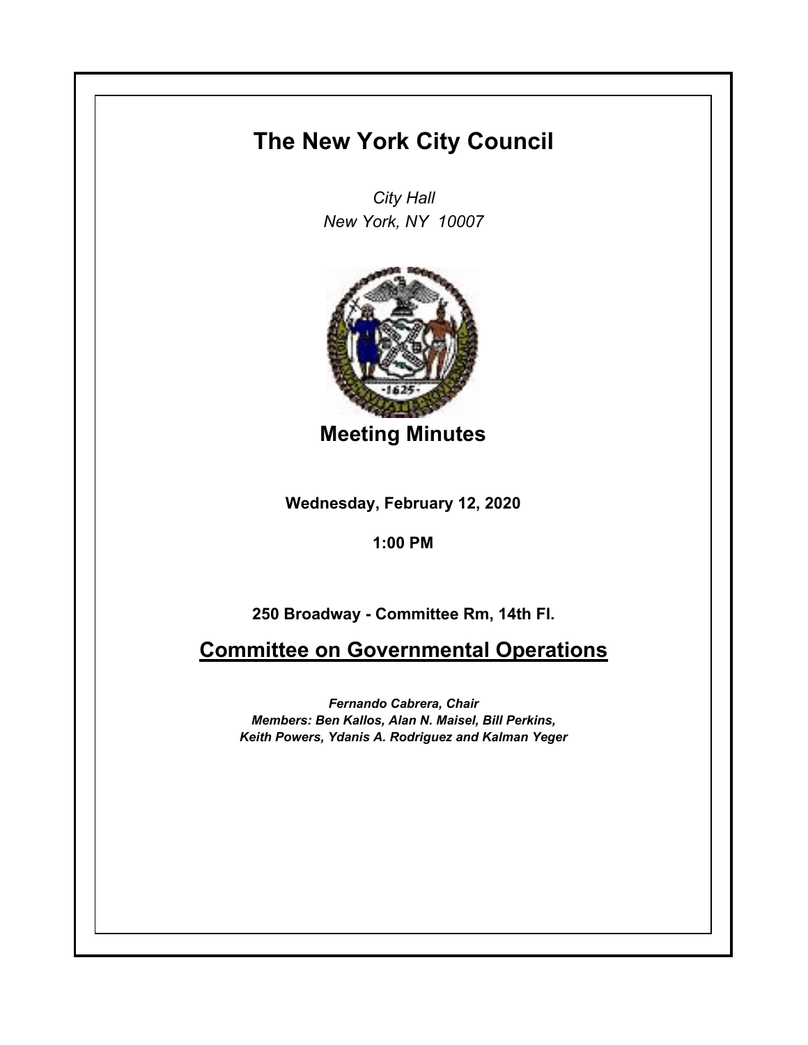# The New York City Council

*City Hall*
*New York, NY 10007*

## Meeting Minutes

**Wednesday, February 12, 2020**

**1:00 PM**

**250 Broadway - Committee Rm, 14th Fl.**

## Committee on Governmental Operations

***Fernando Cabrera, Chair***
***Members: Ben Kallos, Alan N. Maisel, Bill Perkins, Keith Powers, Ydanis A. Rodriguez and Kalman Yeger***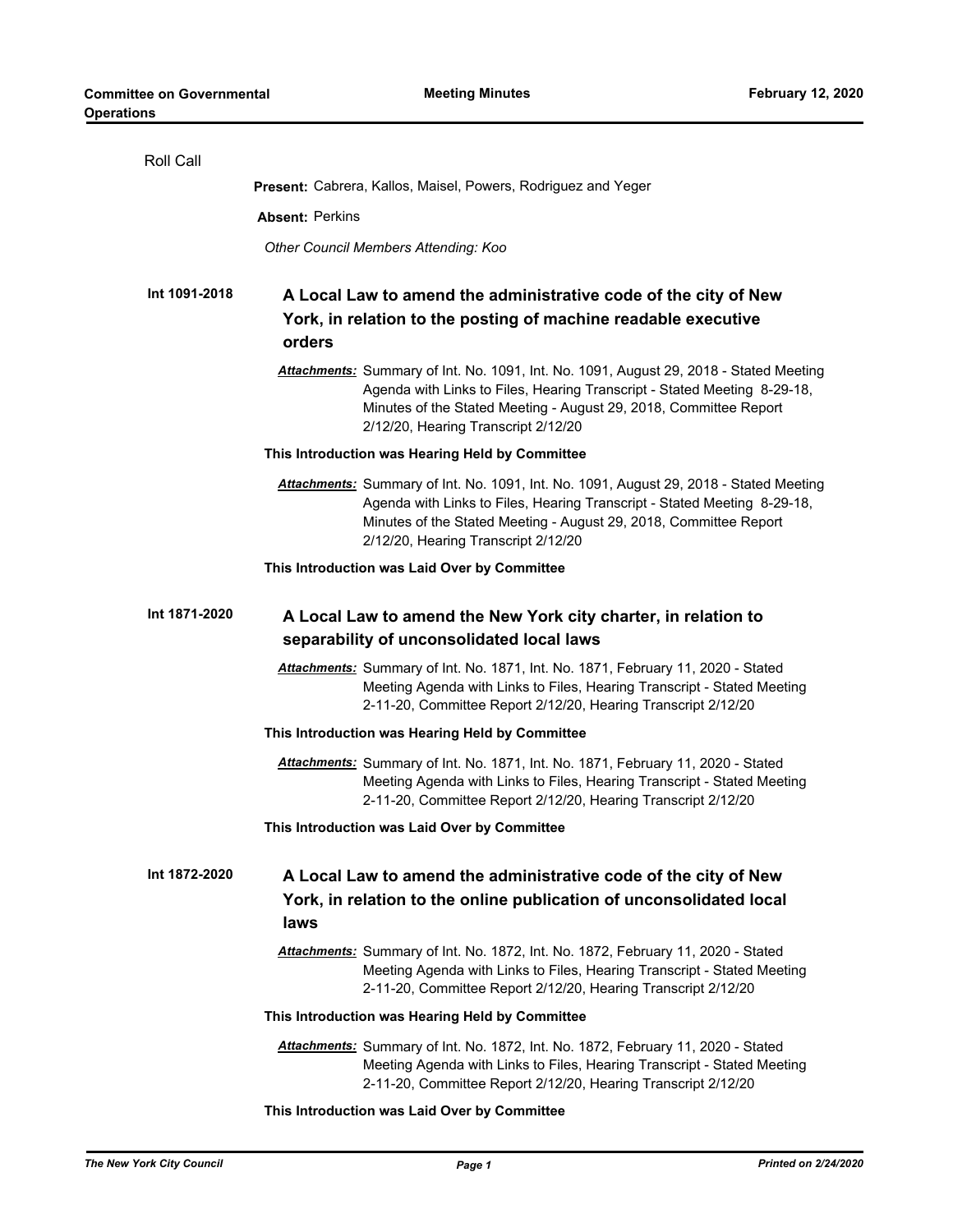Roll Call

**Present:** Cabrera, Kallos, Maisel, Powers, Rodriguez and Yeger

**Absent:** Perkins

*Other Council Members Attending: Koo*

**Int 1091-2018**

### A Local Law to amend the administrative code of the city of New York, in relation to the posting of machine readable executive orders

***Attachments:*** Summary of Int. No. 1091, Int. No. 1091, August 29, 2018 - Stated Meeting Agenda with Links to Files, Hearing Transcript - Stated Meeting 8-29-18, Minutes of the Stated Meeting - August 29, 2018, Committee Report 2/12/20, Hearing Transcript 2/12/20

**This Introduction was Hearing Held by Committee**

***Attachments:*** Summary of Int. No. 1091, Int. No. 1091, August 29, 2018 - Stated Meeting Agenda with Links to Files, Hearing Transcript - Stated Meeting 8-29-18, Minutes of the Stated Meeting - August 29, 2018, Committee Report 2/12/20, Hearing Transcript 2/12/20

**This Introduction was Laid Over by Committee**

**Int 1871-2020**

### A Local Law to amend the New York city charter, in relation to separability of unconsolidated local laws

***Attachments:*** Summary of Int. No. 1871, Int. No. 1871, February 11, 2020 - Stated Meeting Agenda with Links to Files, Hearing Transcript - Stated Meeting 2-11-20, Committee Report 2/12/20, Hearing Transcript 2/12/20

**This Introduction was Hearing Held by Committee**

***Attachments:*** Summary of Int. No. 1871, Int. No. 1871, February 11, 2020 - Stated Meeting Agenda with Links to Files, Hearing Transcript - Stated Meeting 2-11-20, Committee Report 2/12/20, Hearing Transcript 2/12/20

**This Introduction was Laid Over by Committee**

**Int 1872-2020**

### A Local Law to amend the administrative code of the city of New York, in relation to the online publication of unconsolidated local laws

***Attachments:*** Summary of Int. No. 1872, Int. No. 1872, February 11, 2020 - Stated Meeting Agenda with Links to Files, Hearing Transcript - Stated Meeting 2-11-20, Committee Report 2/12/20, Hearing Transcript 2/12/20

**This Introduction was Hearing Held by Committee**

***Attachments:*** Summary of Int. No. 1872, Int. No. 1872, February 11, 2020 - Stated Meeting Agenda with Links to Files, Hearing Transcript - Stated Meeting 2-11-20, Committee Report 2/12/20, Hearing Transcript 2/12/20

**This Introduction was Laid Over by Committee**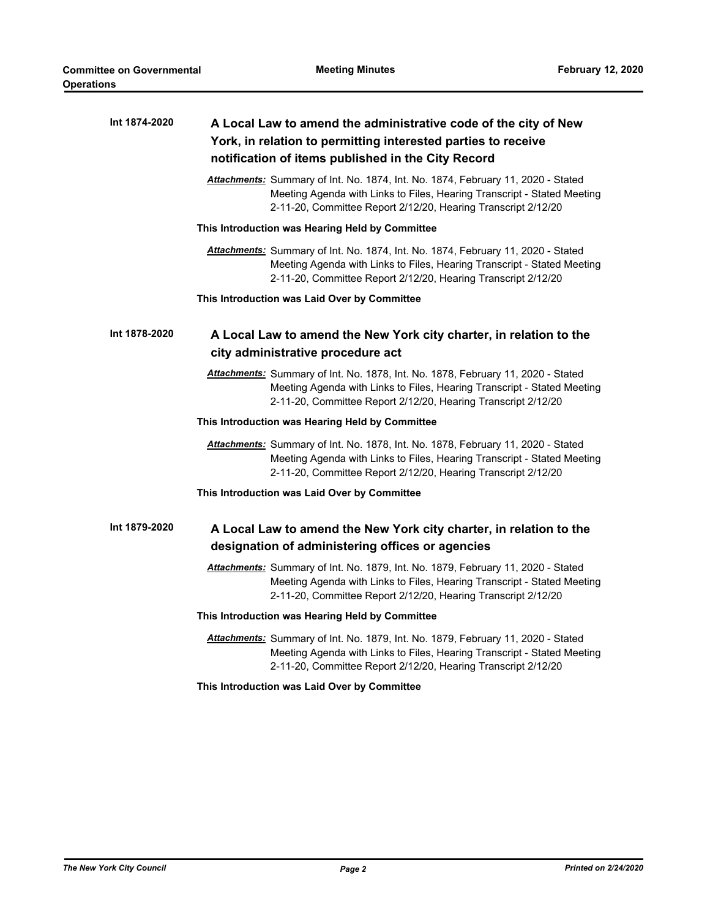**Int 1874-2020** **A Local Law to amend the administrative code of the city of New York, in relation to permitting interested parties to receive notification of items published in the City Record**

***Attachments:*** Summary of Int. No. 1874, Int. No. 1874, February 11, 2020 - Stated Meeting Agenda with Links to Files, Hearing Transcript - Stated Meeting 2-11-20, Committee Report 2/12/20, Hearing Transcript 2/12/20

**This Introduction was Hearing Held by Committee**

***Attachments:*** Summary of Int. No. 1874, Int. No. 1874, February 11, 2020 - Stated Meeting Agenda with Links to Files, Hearing Transcript - Stated Meeting 2-11-20, Committee Report 2/12/20, Hearing Transcript 2/12/20

**This Introduction was Laid Over by Committee**

**Int 1878-2020** **A Local Law to amend the New York city charter, in relation to the city administrative procedure act**

***Attachments:*** Summary of Int. No. 1878, Int. No. 1878, February 11, 2020 - Stated Meeting Agenda with Links to Files, Hearing Transcript - Stated Meeting 2-11-20, Committee Report 2/12/20, Hearing Transcript 2/12/20

**This Introduction was Hearing Held by Committee**

***Attachments:*** Summary of Int. No. 1878, Int. No. 1878, February 11, 2020 - Stated Meeting Agenda with Links to Files, Hearing Transcript - Stated Meeting 2-11-20, Committee Report 2/12/20, Hearing Transcript 2/12/20

**This Introduction was Laid Over by Committee**

**Int 1879-2020** **A Local Law to amend the New York city charter, in relation to the designation of administering offices or agencies**

***Attachments:*** Summary of Int. No. 1879, Int. No. 1879, February 11, 2020 - Stated Meeting Agenda with Links to Files, Hearing Transcript - Stated Meeting 2-11-20, Committee Report 2/12/20, Hearing Transcript 2/12/20

**This Introduction was Hearing Held by Committee**

***Attachments:*** Summary of Int. No. 1879, Int. No. 1879, February 11, 2020 - Stated Meeting Agenda with Links to Files, Hearing Transcript - Stated Meeting 2-11-20, Committee Report 2/12/20, Hearing Transcript 2/12/20

**This Introduction was Laid Over by Committee**